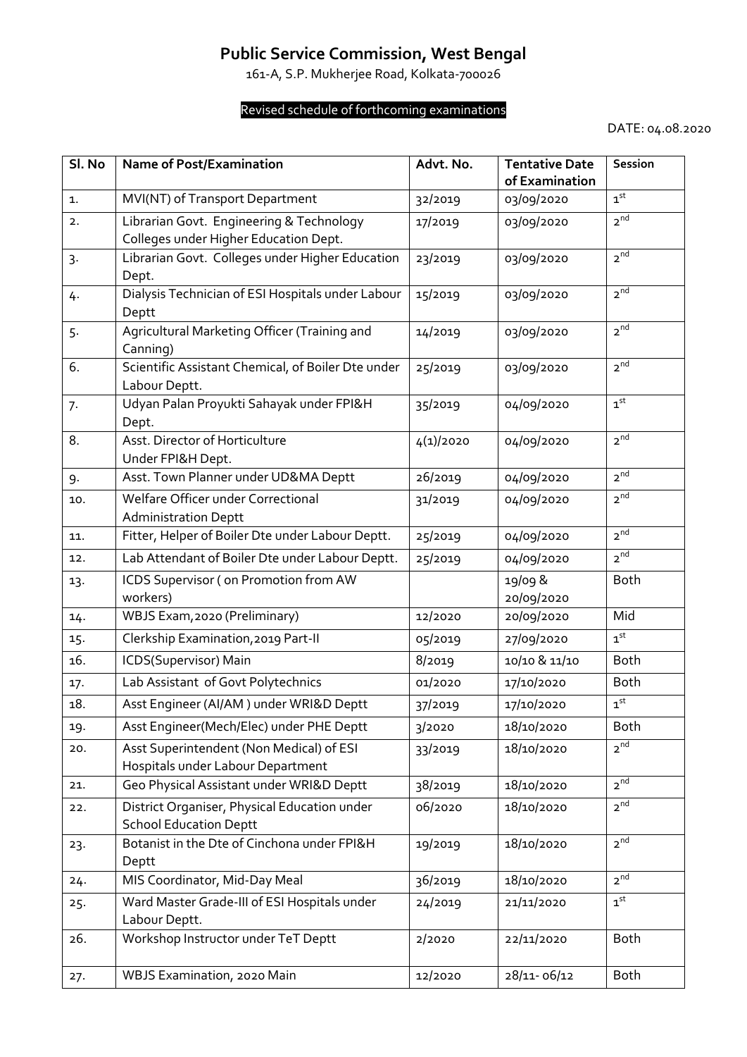# Public Service Commission, West Bengal

161-A, S.P. Mukherjee Road, Kolkata-700026

**Revised schedule of forthcoming examinations**

DATE: 04.08.2020

| Sl. No | Name of Post/Examination | Advt. No. | Tentative Date of Examination | Session |
|---|---|---|---|---|
| 1. | MVI(NT) of Transport Department | 32/2019 | 03/09/2020 | 1st |
| 2. | Librarian Govt. Engineering & Technology Colleges under Higher Education Dept. | 17/2019 | 03/09/2020 | 2nd |
| 3. | Librarian Govt. Colleges under Higher Education Dept. | 23/2019 | 03/09/2020 | 2nd |
| 4. | Dialysis Technician of ESI Hospitals under Labour Deptt | 15/2019 | 03/09/2020 | 2nd |
| 5. | Agricultural Marketing Officer (Training and Canning) | 14/2019 | 03/09/2020 | 2nd |
| 6. | Scientific Assistant Chemical, of Boiler Dte under Labour Deptt. | 25/2019 | 03/09/2020 | 2nd |
| 7. | Udyan Palan Proyukti Sahayak under FPI&H Dept. | 35/2019 | 04/09/2020 | 1st |
| 8. | Asst. Director of Horticulture Under FPI&H Dept. | 4(1)/2020 | 04/09/2020 | 2nd |
| 9. | Asst. Town Planner under UD&MA Deptt | 26/2019 | 04/09/2020 | 2nd |
| 10. | Welfare Officer under Correctional Administration Deptt | 31/2019 | 04/09/2020 | 2nd |
| 11. | Fitter, Helper of Boiler Dte under Labour Deptt. | 25/2019 | 04/09/2020 | 2nd |
| 12. | Lab Attendant of Boiler Dte under Labour Deptt. | 25/2019 | 04/09/2020 | 2nd |
| 13. | ICDS Supervisor ( on Promotion from AW workers) | | 19/09 & 20/09/2020 | Both |
| 14. | WBJS Exam,2020 (Preliminary) | 12/2020 | 20/09/2020 | Mid |
| 15. | Clerkship Examination,2019 Part-II | 05/2019 | 27/09/2020 | 1st |
| 16. | ICDS(Supervisor) Main | 8/2019 | 10/10 & 11/10 | Both |
| 17. | Lab Assistant of Govt Polytechnics | 01/2020 | 17/10/2020 | Both |
| 18. | Asst Engineer (AI/AM ) under WRI&D Deptt | 37/2019 | 17/10/2020 | 1st |
| 19. | Asst Engineer(Mech/Elec) under PHE Deptt | 3/2020 | 18/10/2020 | Both |
| 20. | Asst Superintendent (Non Medical) of ESI Hospitals under Labour Department | 33/2019 | 18/10/2020 | 2nd |
| 21. | Geo Physical Assistant under WRI&D Deptt | 38/2019 | 18/10/2020 | 2nd |
| 22. | District Organiser, Physical Education under School Education Deptt | 06/2020 | 18/10/2020 | 2nd |
| 23. | Botanist in the Dte of Cinchona under FPI&H Deptt | 19/2019 | 18/10/2020 | 2nd |
| 24. | MIS Coordinator, Mid-Day Meal | 36/2019 | 18/10/2020 | 2nd |
| 25. | Ward Master Grade-III of ESI Hospitals under Labour Deptt. | 24/2019 | 21/11/2020 | 1st |
| 26. | Workshop Instructor under TeT Deptt | 2/2020 | 22/11/2020 | Both |
| 27. | WBJS Examination, 2020 Main | 12/2020 | 28/11- 06/12 | Both |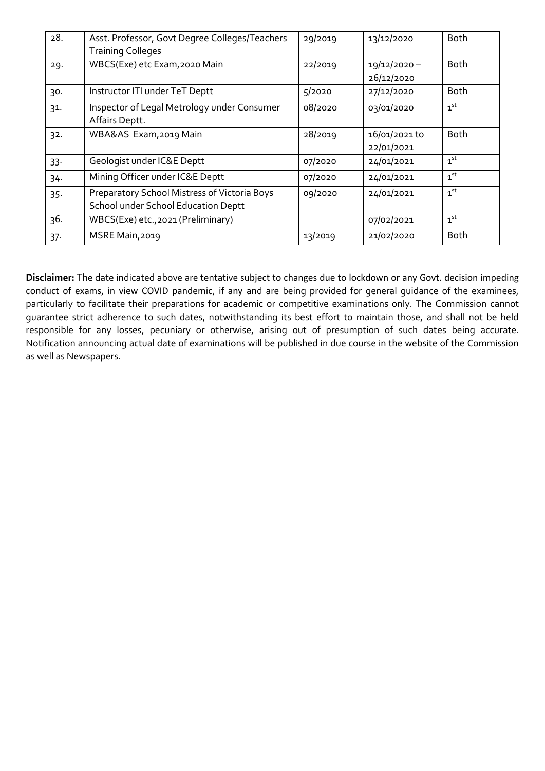| | | | | |
|---|---|---|---|---|
| 28. | Asst. Professor, Govt Degree Colleges/Teachers Training Colleges | 29/2019 | 13/12/2020 | Both |
| 29. | WBCS(Exe) etc Exam,2020 Main | 22/2019 | 19/12/2020 – 26/12/2020 | Both |
| 30. | Instructor ITI under TeT Deptt | 5/2020 | 27/12/2020 | Both |
| 31. | Inspector of Legal Metrology under Consumer Affairs Deptt. | 08/2020 | 03/01/2020 | 1st |
| 32. | WBA&AS Exam,2019 Main | 28/2019 | 16/01/2021 to 22/01/2021 | Both |
| 33. | Geologist under IC&E Deptt | 07/2020 | 24/01/2021 | 1st |
| 34. | Mining Officer under IC&E Deptt | 07/2020 | 24/01/2021 | 1st |
| 35. | Preparatory School Mistress of Victoria Boys School under School Education Deptt | 09/2020 | 24/01/2021 | 1st |
| 36. | WBCS(Exe) etc.,2021 (Preliminary) | | 07/02/2021 | 1st |
| 37. | MSRE Main,2019 | 13/2019 | 21/02/2020 | Both |

**Disclaimer:** The date indicated above are tentative subject to changes due to lockdown or any Govt. decision impeding conduct of exams, in view COVID pandemic, if any and are being provided for general guidance of the examinees, particularly to facilitate their preparations for academic or competitive examinations only. The Commission cannot guarantee strict adherence to such dates, notwithstanding its best effort to maintain those, and shall not be held responsible for any losses, pecuniary or otherwise, arising out of presumption of such dates being accurate. Notification announcing actual date of examinations will be published in due course in the website of the Commission as well as Newspapers.